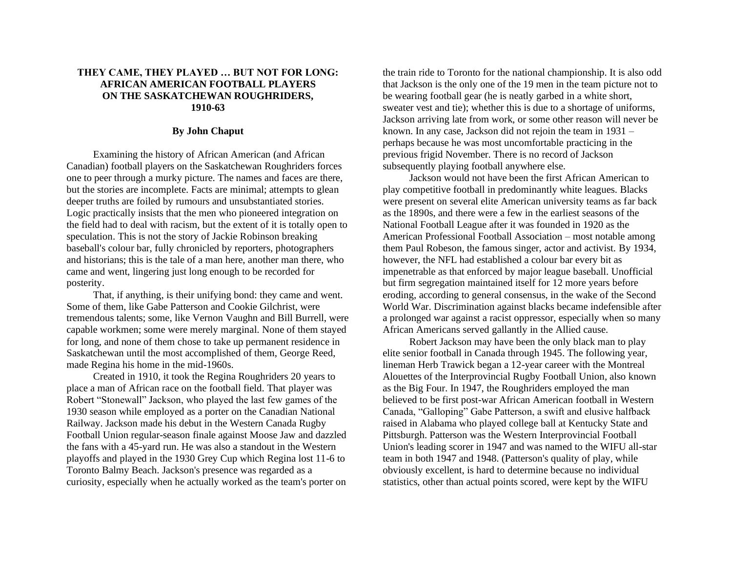# THEY CAME, THEY PLAYED … BUT NOT FOR LONG: AFRICAN AMERICAN FOOTBALL PLAYERS ON THE SASKATCHEWAN ROUGHRIDERS, 1910-63

**By John Chaput**

Examining the history of African American (and African Canadian) football players on the Saskatchewan Roughriders forces one to peer through a murky picture. The names and faces are there, but the stories are incomplete. Facts are minimal; attempts to glean deeper truths are foiled by rumours and unsubstantiated stories. Logic practically insists that the men who pioneered integration on the field had to deal with racism, but the extent of it is totally open to speculation. This is not the story of Jackie Robinson breaking baseball's colour bar, fully chronicled by reporters, photographers and historians; this is the tale of a man here, another man there, who came and went, lingering just long enough to be recorded for posterity.

That, if anything, is their unifying bond: they came and went. Some of them, like Gabe Patterson and Cookie Gilchrist, were tremendous talents; some, like Vernon Vaughn and Bill Burrell, were capable workmen; some were merely marginal. None of them stayed for long, and none of them chose to take up permanent residence in Saskatchewan until the most accomplished of them, George Reed, made Regina his home in the mid-1960s.

Created in 1910, it took the Regina Roughriders 20 years to place a man of African race on the football field. That player was Robert "Stonewall" Jackson, who played the last few games of the 1930 season while employed as a porter on the Canadian National Railway. Jackson made his debut in the Western Canada Rugby Football Union regular-season finale against Moose Jaw and dazzled the fans with a 45-yard run. He was also a standout in the Western playoffs and played in the 1930 Grey Cup which Regina lost 11-6 to Toronto Balmy Beach. Jackson's presence was regarded as a curiosity, especially when he actually worked as the team's porter on the train ride to Toronto for the national championship. It is also odd that Jackson is the only one of the 19 men in the team picture not to be wearing football gear (he is neatly garbed in a white short, sweater vest and tie); whether this is due to a shortage of uniforms, Jackson arriving late from work, or some other reason will never be known. In any case, Jackson did not rejoin the team in 1931 – perhaps because he was most uncomfortable practicing in the previous frigid November. There is no record of Jackson subsequently playing football anywhere else.

Jackson would not have been the first African American to play competitive football in predominantly white leagues. Blacks were present on several elite American university teams as far back as the 1890s, and there were a few in the earliest seasons of the National Football League after it was founded in 1920 as the American Professional Football Association – most notable among them Paul Robeson, the famous singer, actor and activist. By 1934, however, the NFL had established a colour bar every bit as impenetrable as that enforced by major league baseball. Unofficial but firm segregation maintained itself for 12 more years before eroding, according to general consensus, in the wake of the Second World War. Discrimination against blacks became indefensible after a prolonged war against a racist oppressor, especially when so many African Americans served gallantly in the Allied cause.

Robert Jackson may have been the only black man to play elite senior football in Canada through 1945. The following year, lineman Herb Trawick began a 12-year career with the Montreal Alouettes of the Interprovincial Rugby Football Union, also known as the Big Four. In 1947, the Roughriders employed the man believed to be first post-war African American football in Western Canada, "Galloping" Gabe Patterson, a swift and elusive halfback raised in Alabama who played college ball at Kentucky State and Pittsburgh. Patterson was the Western Interprovincial Football Union's leading scorer in 1947 and was named to the WIFU all-star team in both 1947 and 1948. (Patterson's quality of play, while obviously excellent, is hard to determine because no individual statistics, other than actual points scored, were kept by the WIFU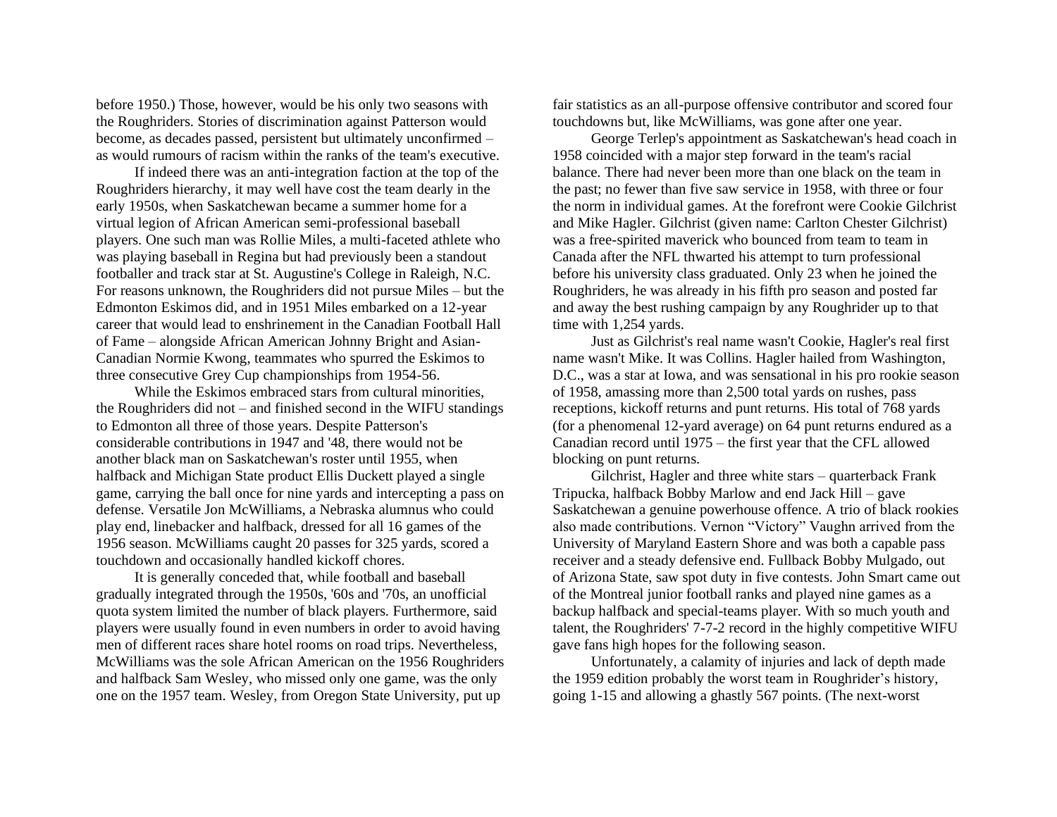before 1950.) Those, however, would be his only two seasons with the Roughriders. Stories of discrimination against Patterson would become, as decades passed, persistent but ultimately unconfirmed – as would rumours of racism within the ranks of the team's executive.

If indeed there was an anti-integration faction at the top of the Roughriders hierarchy, it may well have cost the team dearly in the early 1950s, when Saskatchewan became a summer home for a virtual legion of African American semi-professional baseball players. One such man was Rollie Miles, a multi-faceted athlete who was playing baseball in Regina but had previously been a standout footballer and track star at St. Augustine's College in Raleigh, N.C. For reasons unknown, the Roughriders did not pursue Miles – but the Edmonton Eskimos did, and in 1951 Miles embarked on a 12-year career that would lead to enshrinement in the Canadian Football Hall of Fame – alongside African American Johnny Bright and Asian-Canadian Normie Kwong, teammates who spurred the Eskimos to three consecutive Grey Cup championships from 1954-56.

While the Eskimos embraced stars from cultural minorities, the Roughriders did not – and finished second in the WIFU standings to Edmonton all three of those years. Despite Patterson's considerable contributions in 1947 and '48, there would not be another black man on Saskatchewan's roster until 1955, when halfback and Michigan State product Ellis Duckett played a single game, carrying the ball once for nine yards and intercepting a pass on defense. Versatile Jon McWilliams, a Nebraska alumnus who could play end, linebacker and halfback, dressed for all 16 games of the 1956 season. McWilliams caught 20 passes for 325 yards, scored a touchdown and occasionally handled kickoff chores.

It is generally conceded that, while football and baseball gradually integrated through the 1950s, '60s and '70s, an unofficial quota system limited the number of black players. Furthermore, said players were usually found in even numbers in order to avoid having men of different races share hotel rooms on road trips. Nevertheless, McWilliams was the sole African American on the 1956 Roughriders and halfback Sam Wesley, who missed only one game, was the only one on the 1957 team. Wesley, from Oregon State University, put up fair statistics as an all-purpose offensive contributor and scored four touchdowns but, like McWilliams, was gone after one year.

George Terlep's appointment as Saskatchewan's head coach in 1958 coincided with a major step forward in the team's racial balance. There had never been more than one black on the team in the past; no fewer than five saw service in 1958, with three or four the norm in individual games. At the forefront were Cookie Gilchrist and Mike Hagler. Gilchrist (given name: Carlton Chester Gilchrist) was a free-spirited maverick who bounced from team to team in Canada after the NFL thwarted his attempt to turn professional before his university class graduated. Only 23 when he joined the Roughriders, he was already in his fifth pro season and posted far and away the best rushing campaign by any Roughrider up to that time with 1,254 yards.

Just as Gilchrist's real name wasn't Cookie, Hagler's real first name wasn't Mike. It was Collins. Hagler hailed from Washington, D.C., was a star at Iowa, and was sensational in his pro rookie season of 1958, amassing more than 2,500 total yards on rushes, pass receptions, kickoff returns and punt returns. His total of 768 yards (for a phenomenal 12-yard average) on 64 punt returns endured as a Canadian record until 1975 – the first year that the CFL allowed blocking on punt returns.

Gilchrist, Hagler and three white stars – quarterback Frank Tripucka, halfback Bobby Marlow and end Jack Hill – gave Saskatchewan a genuine powerhouse offence. A trio of black rookies also made contributions. Vernon "Victory" Vaughn arrived from the University of Maryland Eastern Shore and was both a capable pass receiver and a steady defensive end. Fullback Bobby Mulgado, out of Arizona State, saw spot duty in five contests. John Smart came out of the Montreal junior football ranks and played nine games as a backup halfback and special-teams player. With so much youth and talent, the Roughriders' 7-7-2 record in the highly competitive WIFU gave fans high hopes for the following season.

Unfortunately, a calamity of injuries and lack of depth made the 1959 edition probably the worst team in Roughrider's history, going 1-15 and allowing a ghastly 567 points. (The next-worst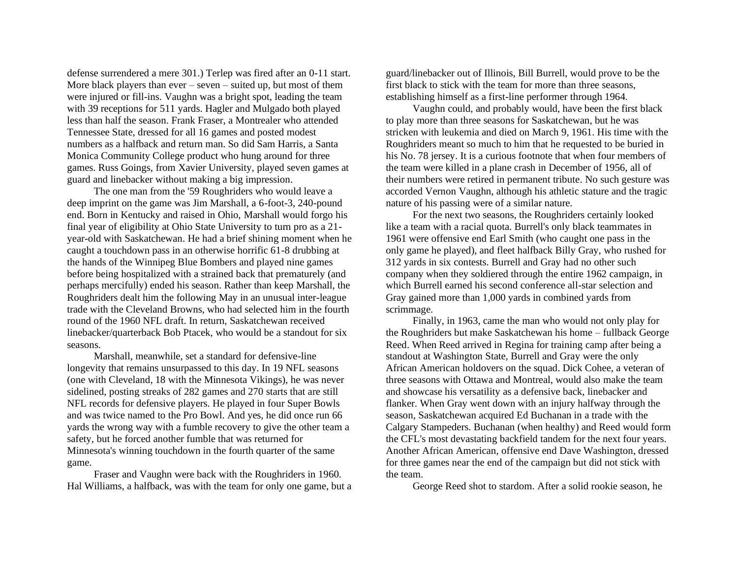defense surrendered a mere 301.) Terlep was fired after an 0-11 start. More black players than ever – seven – suited up, but most of them were injured or fill-ins. Vaughn was a bright spot, leading the team with 39 receptions for 511 yards. Hagler and Mulgado both played less than half the season. Frank Fraser, a Montrealer who attended Tennessee State, dressed for all 16 games and posted modest numbers as a halfback and return man. So did Sam Harris, a Santa Monica Community College product who hung around for three games. Russ Goings, from Xavier University, played seven games at guard and linebacker without making a big impression.

The one man from the '59 Roughriders who would leave a deep imprint on the game was Jim Marshall, a 6-foot-3, 240-pound end. Born in Kentucky and raised in Ohio, Marshall would forgo his final year of eligibility at Ohio State University to turn pro as a 21-year-old with Saskatchewan. He had a brief shining moment when he caught a touchdown pass in an otherwise horrific 61-8 drubbing at the hands of the Winnipeg Blue Bombers and played nine games before being hospitalized with a strained back that prematurely (and perhaps mercifully) ended his season. Rather than keep Marshall, the Roughriders dealt him the following May in an unusual inter-league trade with the Cleveland Browns, who had selected him in the fourth round of the 1960 NFL draft. In return, Saskatchewan received linebacker/quarterback Bob Ptacek, who would be a standout for six seasons.

Marshall, meanwhile, set a standard for defensive-line longevity that remains unsurpassed to this day. In 19 NFL seasons (one with Cleveland, 18 with the Minnesota Vikings), he was never sidelined, posting streaks of 282 games and 270 starts that are still NFL records for defensive players. He played in four Super Bowls and was twice named to the Pro Bowl. And yes, he did once run 66 yards the wrong way with a fumble recovery to give the other team a safety, but he forced another fumble that was returned for Minnesota's winning touchdown in the fourth quarter of the same game.

Fraser and Vaughn were back with the Roughriders in 1960. Hal Williams, a halfback, was with the team for only one game, but a guard/linebacker out of Illinois, Bill Burrell, would prove to be the first black to stick with the team for more than three seasons, establishing himself as a first-line performer through 1964.

Vaughn could, and probably would, have been the first black to play more than three seasons for Saskatchewan, but he was stricken with leukemia and died on March 9, 1961. His time with the Roughriders meant so much to him that he requested to be buried in his No. 78 jersey. It is a curious footnote that when four members of the team were killed in a plane crash in December of 1956, all of their numbers were retired in permanent tribute. No such gesture was accorded Vernon Vaughn, although his athletic stature and the tragic nature of his passing were of a similar nature.

For the next two seasons, the Roughriders certainly looked like a team with a racial quota. Burrell's only black teammates in 1961 were offensive end Earl Smith (who caught one pass in the only game he played), and fleet halfback Billy Gray, who rushed for 312 yards in six contests. Burrell and Gray had no other such company when they soldiered through the entire 1962 campaign, in which Burrell earned his second conference all-star selection and Gray gained more than 1,000 yards in combined yards from scrimmage.

Finally, in 1963, came the man who would not only play for the Roughriders but make Saskatchewan his home – fullback George Reed. When Reed arrived in Regina for training camp after being a standout at Washington State, Burrell and Gray were the only African American holdovers on the squad. Dick Cohee, a veteran of three seasons with Ottawa and Montreal, would also make the team and showcase his versatility as a defensive back, linebacker and flanker. When Gray went down with an injury halfway through the season, Saskatchewan acquired Ed Buchanan in a trade with the Calgary Stampeders. Buchanan (when healthy) and Reed would form the CFL's most devastating backfield tandem for the next four years. Another African American, offensive end Dave Washington, dressed for three games near the end of the campaign but did not stick with the team.

George Reed shot to stardom. After a solid rookie season, he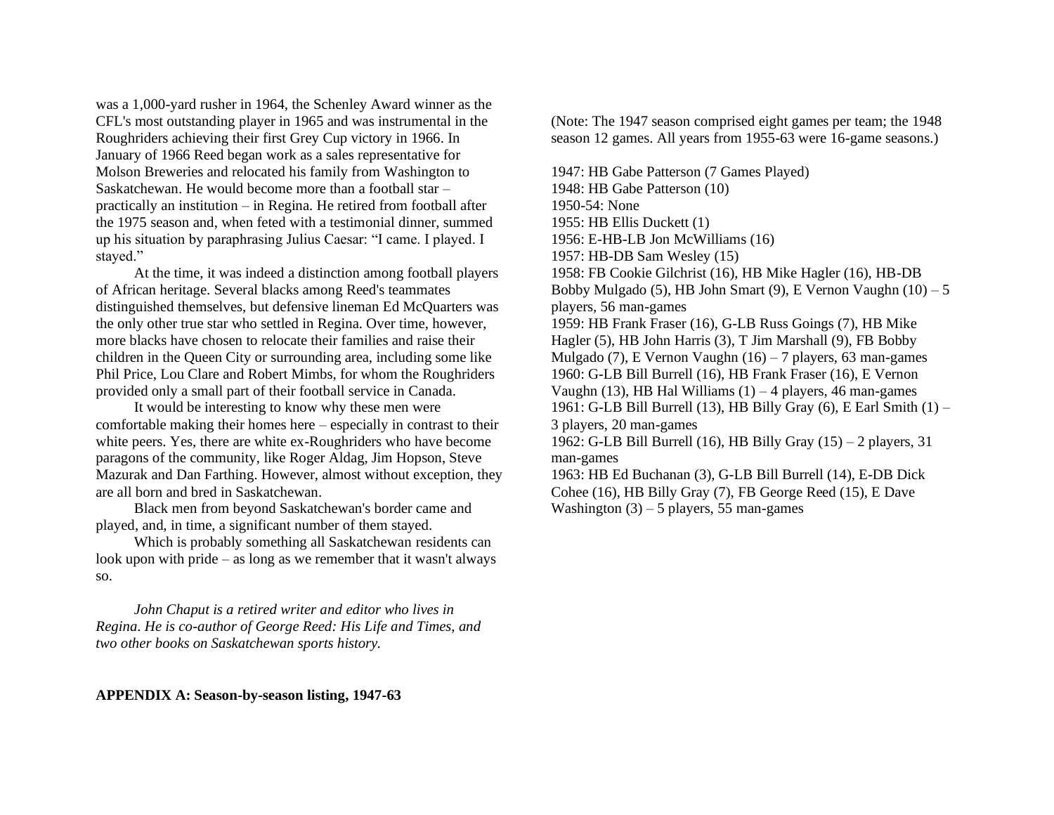was a 1,000-yard rusher in 1964, the Schenley Award winner as the CFL's most outstanding player in 1965 and was instrumental in the Roughriders achieving their first Grey Cup victory in 1966. In January of 1966 Reed began work as a sales representative for Molson Breweries and relocated his family from Washington to Saskatchewan. He would become more than a football star – practically an institution – in Regina. He retired from football after the 1975 season and, when feted with a testimonial dinner, summed up his situation by paraphrasing Julius Caesar: "I came. I played. I stayed."

At the time, it was indeed a distinction among football players of African heritage. Several blacks among Reed's teammates distinguished themselves, but defensive lineman Ed McQuarters was the only other true star who settled in Regina. Over time, however, more blacks have chosen to relocate their families and raise their children in the Queen City or surrounding area, including some like Phil Price, Lou Clare and Robert Mimbs, for whom the Roughriders provided only a small part of their football service in Canada.

It would be interesting to know why these men were comfortable making their homes here – especially in contrast to their white peers. Yes, there are white ex-Roughriders who have become paragons of the community, like Roger Aldag, Jim Hopson, Steve Mazurak and Dan Farthing. However, almost without exception, they are all born and bred in Saskatchewan.

Black men from beyond Saskatchewan's border came and played, and, in time, a significant number of them stayed.

Which is probably something all Saskatchewan residents can look upon with pride – as long as we remember that it wasn't always so.

*John Chaput is a retired writer and editor who lives in Regina. He is co-author of George Reed: His Life and Times, and two other books on Saskatchewan sports history.*

**APPENDIX A: Season-by-season listing, 1947-63**

(Note: The 1947 season comprised eight games per team; the 1948 season 12 games. All years from 1955-63 were 16-game seasons.)

1947: HB Gabe Patterson (7 Games Played)
1948: HB Gabe Patterson (10)
1950-54: None
1955: HB Ellis Duckett (1)
1956: E-HB-LB Jon McWilliams (16)
1957: HB-DB Sam Wesley (15)
1958: FB Cookie Gilchrist (16), HB Mike Hagler (16), HB-DB Bobby Mulgado (5), HB John Smart (9), E Vernon Vaughn (10) – 5 players, 56 man-games
1959: HB Frank Fraser (16), G-LB Russ Goings (7), HB Mike Hagler (5), HB John Harris (3), T Jim Marshall (9), FB Bobby Mulgado (7), E Vernon Vaughn (16) – 7 players, 63 man-games
1960: G-LB Bill Burrell (16), HB Frank Fraser (16), E Vernon Vaughn (13), HB Hal Williams (1) – 4 players, 46 man-games
1961: G-LB Bill Burrell (13), HB Billy Gray (6), E Earl Smith (1) – 3 players, 20 man-games
1962: G-LB Bill Burrell (16), HB Billy Gray (15) – 2 players, 31 man-games
1963: HB Ed Buchanan (3), G-LB Bill Burrell (14), E-DB Dick Cohee (16), HB Billy Gray (7), FB George Reed (15), E Dave Washington (3) – 5 players, 55 man-games